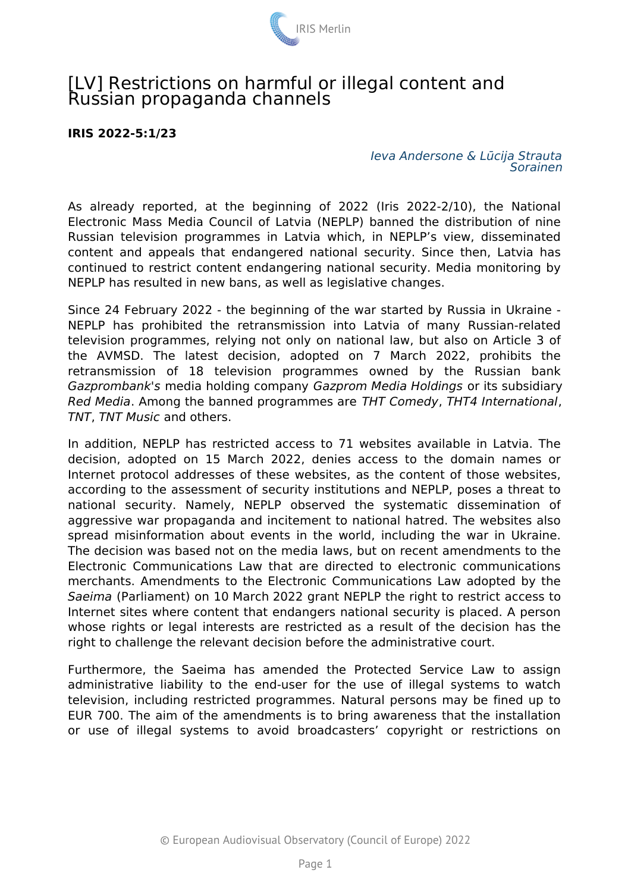# [LV] Restrictions on harmful or illegal content and Russian propaganda channels

**IRIS 2022-5:1/23**

*Ieva Andersone & Lūcija Strauta*
*Sorainen*

As already reported, at the beginning of 2022 (Iris 2022-2/10), the National Electronic Mass Media Council of Latvia (NEPLP) banned the distribution of nine Russian television programmes in Latvia which, in NEPLP's view, disseminated content and appeals that endangered national security. Since then, Latvia has continued to restrict content endangering national security. Media monitoring by NEPLP has resulted in new bans, as well as legislative changes.

Since 24 February 2022 - the beginning of the war started by Russia in Ukraine - NEPLP has prohibited the retransmission into Latvia of many Russian-related television programmes, relying not only on national law, but also on Article 3 of the AVMSD. The latest decision, adopted on 7 March 2022, prohibits the retransmission of 18 television programmes owned by the Russian bank *Gazprombank*'s media holding company *Gazprom Media Holdings* or its subsidiary *Red Media*. Among the banned programmes are *THT Comedy*, *THT4 International*, *TNT*, *TNT Music* and others.

In addition, NEPLP has restricted access to 71 websites available in Latvia. The decision, adopted on 15 March 2022, denies access to the domain names or Internet protocol addresses of these websites, as the content of those websites, according to the assessment of security institutions and NEPLP, poses a threat to national security. Namely, NEPLP observed the systematic dissemination of aggressive war propaganda and incitement to national hatred. The websites also spread misinformation about events in the world, including the war in Ukraine. The decision was based not on the media laws, but on recent amendments to the Electronic Communications Law that are directed to electronic communications merchants. Amendments to the Electronic Communications Law adopted by the *Saeima* (Parliament) on 10 March 2022 grant NEPLP the right to restrict access to Internet sites where content that endangers national security is placed. A person whose rights or legal interests are restricted as a result of the decision has the right to challenge the relevant decision before the administrative court.

Furthermore, the Saeima has amended the Protected Service Law to assign administrative liability to the end-user for the use of illegal systems to watch television, including restricted programmes. Natural persons may be fined up to EUR 700. The aim of the amendments is to bring awareness that the installation or use of illegal systems to avoid broadcasters' copyright or restrictions on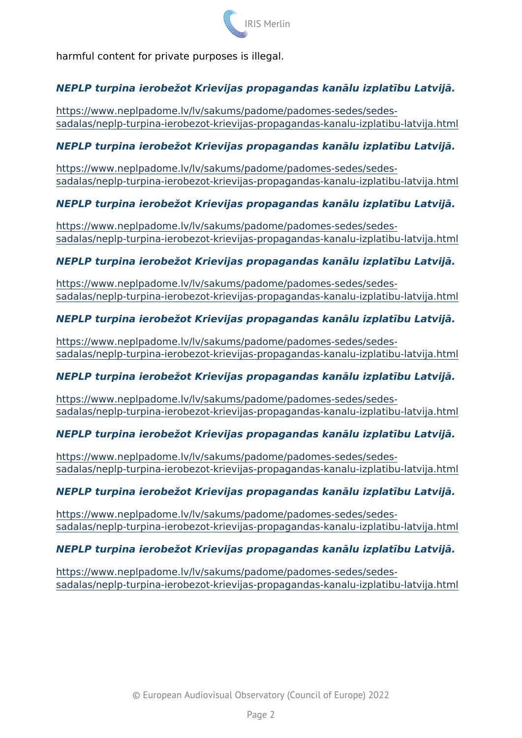harmful content for private purposes is illegal.

***NEPLP turpina ierobežot Krievijas propagandas kanālu izplatību Latvijā.***

https://www.neplpadome.lv/lv/sakums/padome/padomes-sedes/sedes-sadalas/neplp-turpina-ierobezot-krievijas-propagandas-kanalu-izplatibu-latvija.html

***NEPLP turpina ierobežot Krievijas propagandas kanālu izplatību Latvijā.***

https://www.neplpadome.lv/lv/sakums/padome/padomes-sedes/sedes-sadalas/neplp-turpina-ierobezot-krievijas-propagandas-kanalu-izplatibu-latvija.html

***NEPLP turpina ierobežot Krievijas propagandas kanālu izplatību Latvijā.***

https://www.neplpadome.lv/lv/sakums/padome/padomes-sedes/sedes-sadalas/neplp-turpina-ierobezot-krievijas-propagandas-kanalu-izplatibu-latvija.html

***NEPLP turpina ierobežot Krievijas propagandas kanālu izplatību Latvijā.***

https://www.neplpadome.lv/lv/sakums/padome/padomes-sedes/sedes-sadalas/neplp-turpina-ierobezot-krievijas-propagandas-kanalu-izplatibu-latvija.html

***NEPLP turpina ierobežot Krievijas propagandas kanālu izplatību Latvijā.***

https://www.neplpadome.lv/lv/sakums/padome/padomes-sedes/sedes-sadalas/neplp-turpina-ierobezot-krievijas-propagandas-kanalu-izplatibu-latvija.html

***NEPLP turpina ierobežot Krievijas propagandas kanālu izplatību Latvijā.***

https://www.neplpadome.lv/lv/sakums/padome/padomes-sedes/sedes-sadalas/neplp-turpina-ierobezot-krievijas-propagandas-kanalu-izplatibu-latvija.html

***NEPLP turpina ierobežot Krievijas propagandas kanālu izplatību Latvijā.***

https://www.neplpadome.lv/lv/sakums/padome/padomes-sedes/sedes-sadalas/neplp-turpina-ierobezot-krievijas-propagandas-kanalu-izplatibu-latvija.html

***NEPLP turpina ierobežot Krievijas propagandas kanālu izplatību Latvijā.***

https://www.neplpadome.lv/lv/sakums/padome/padomes-sedes/sedes-sadalas/neplp-turpina-ierobezot-krievijas-propagandas-kanalu-izplatibu-latvija.html

***NEPLP turpina ierobežot Krievijas propagandas kanālu izplatību Latvijā.***

https://www.neplpadome.lv/lv/sakums/padome/padomes-sedes/sedes-sadalas/neplp-turpina-ierobezot-krievijas-propagandas-kanalu-izplatibu-latvija.html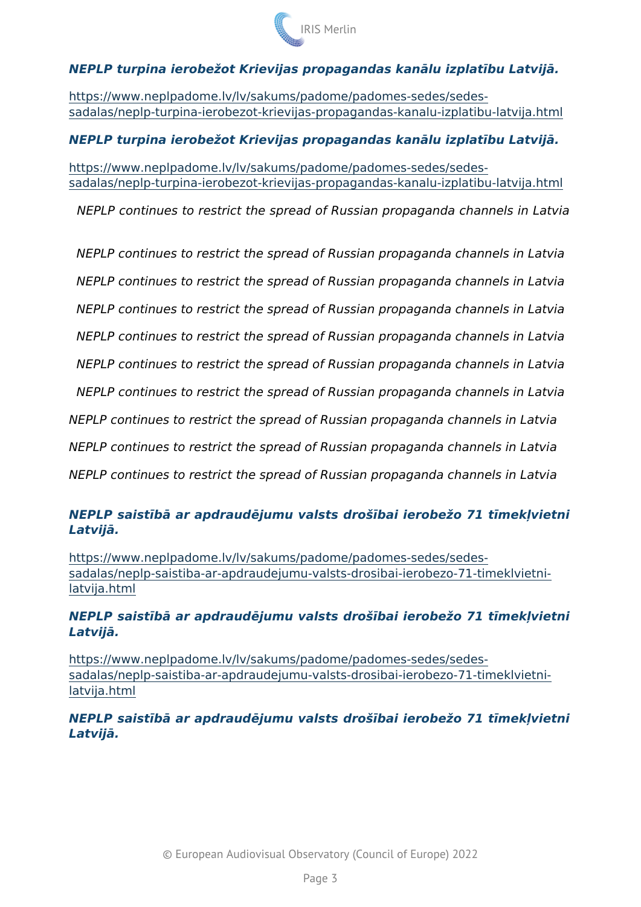***NEPLP turpina ierobežot Krievijas propagandas kanālu izplatību Latvijā.***

https://www.neplpadome.lv/lv/sakums/padome/padomes-sedes/sedes-sadalas/neplp-turpina-ierobezot-krievijas-propagandas-kanalu-izplatibu-latvija.html

***NEPLP turpina ierobežot Krievijas propagandas kanālu izplatību Latvijā.***

https://www.neplpadome.lv/lv/sakums/padome/padomes-sedes/sedes-sadalas/neplp-turpina-ierobezot-krievijas-propagandas-kanalu-izplatibu-latvija.html

*NEPLP continues to restrict the spread of Russian propaganda channels in Latvia*

*NEPLP continues to restrict the spread of Russian propaganda channels in Latvia*

*NEPLP continues to restrict the spread of Russian propaganda channels in Latvia*

*NEPLP continues to restrict the spread of Russian propaganda channels in Latvia*

*NEPLP continues to restrict the spread of Russian propaganda channels in Latvia*

*NEPLP continues to restrict the spread of Russian propaganda channels in Latvia*

*NEPLP continues to restrict the spread of Russian propaganda channels in Latvia*

*NEPLP continues to restrict the spread of Russian propaganda channels in Latvia*

*NEPLP continues to restrict the spread of Russian propaganda channels in Latvia*

*NEPLP continues to restrict the spread of Russian propaganda channels in Latvia*

***NEPLP saistībā ar apdraudējumu valsts drošībai ierobežo 71 tīmekļvietni Latvijā.***

https://www.neplpadome.lv/lv/sakums/padome/padomes-sedes/sedes-sadalas/neplp-saistiba-ar-apdraudejumu-valsts-drosibai-ierobezo-71-timeklvietni-latvija.html

***NEPLP saistībā ar apdraudējumu valsts drošībai ierobežo 71 tīmekļvietni Latvijā.***

https://www.neplpadome.lv/lv/sakums/padome/padomes-sedes/sedes-sadalas/neplp-saistiba-ar-apdraudejumu-valsts-drosibai-ierobezo-71-timeklvietni-latvija.html

***NEPLP saistībā ar apdraudējumu valsts drošībai ierobežo 71 tīmekļvietni Latvijā.***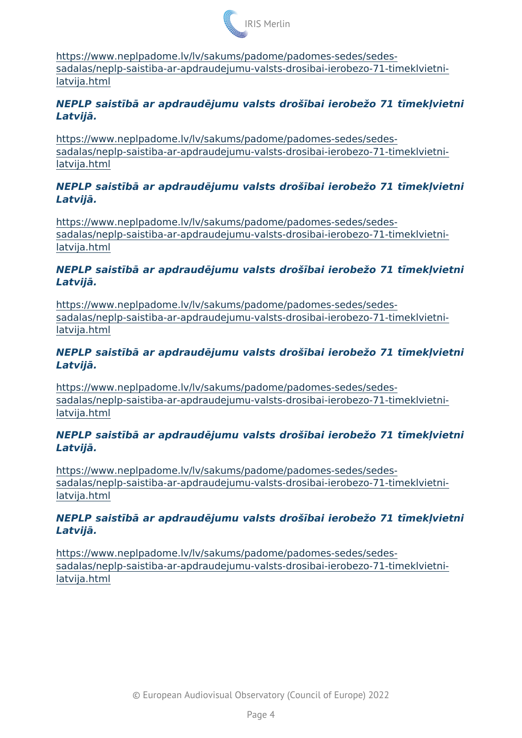https://www.neplpadome.lv/lv/sakums/padome/padomes-sedes/sedes-sadalas/neplp-saistiba-ar-apdraudejumu-valsts-drosibai-ierobezo-71-timeklvietni-latvija.html

***NEPLP saistībā ar apdraudējumu valsts drošībai ierobežo 71 tīmekļvietni Latvijā.***

https://www.neplpadome.lv/lv/sakums/padome/padomes-sedes/sedes-sadalas/neplp-saistiba-ar-apdraudejumu-valsts-drosibai-ierobezo-71-timeklvietni-latvija.html

***NEPLP saistībā ar apdraudējumu valsts drošībai ierobežo 71 tīmekļvietni Latvijā.***

https://www.neplpadome.lv/lv/sakums/padome/padomes-sedes/sedes-sadalas/neplp-saistiba-ar-apdraudejumu-valsts-drosibai-ierobezo-71-timeklvietni-latvija.html

***NEPLP saistībā ar apdraudējumu valsts drošībai ierobežo 71 tīmekļvietni Latvijā.***

https://www.neplpadome.lv/lv/sakums/padome/padomes-sedes/sedes-sadalas/neplp-saistiba-ar-apdraudejumu-valsts-drosibai-ierobezo-71-timeklvietni-latvija.html

***NEPLP saistībā ar apdraudējumu valsts drošībai ierobežo 71 tīmekļvietni Latvijā.***

https://www.neplpadome.lv/lv/sakums/padome/padomes-sedes/sedes-sadalas/neplp-saistiba-ar-apdraudejumu-valsts-drosibai-ierobezo-71-timeklvietni-latvija.html

***NEPLP saistībā ar apdraudējumu valsts drošībai ierobežo 71 tīmekļvietni Latvijā.***

https://www.neplpadome.lv/lv/sakums/padome/padomes-sedes/sedes-sadalas/neplp-saistiba-ar-apdraudejumu-valsts-drosibai-ierobezo-71-timeklvietni-latvija.html

***NEPLP saistībā ar apdraudējumu valsts drošībai ierobežo 71 tīmekļvietni Latvijā.***

https://www.neplpadome.lv/lv/sakums/padome/padomes-sedes/sedes-sadalas/neplp-saistiba-ar-apdraudejumu-valsts-drosibai-ierobezo-71-timeklvietni-latvija.html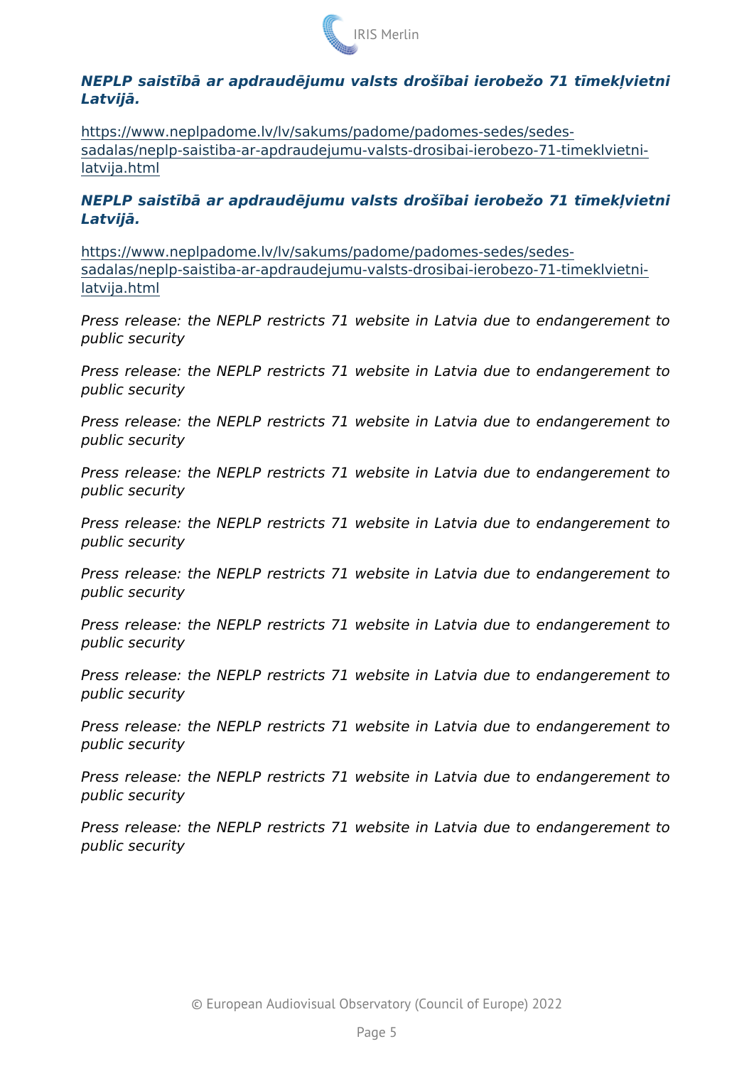***NEPLP saistībā ar apdraudējumu valsts drošībai ierobežo 71 tīmekļvietni Latvijā.***

https://www.neplpadome.lv/lv/sakums/padome/padomes-sedes/sedes-sadalas/neplp-saistiba-ar-apdraudejumu-valsts-drosibai-ierobezo-71-timeklvietni-latvija.html

***NEPLP saistībā ar apdraudējumu valsts drošībai ierobežo 71 tīmekļvietni Latvijā.***

https://www.neplpadome.lv/lv/sakums/padome/padomes-sedes/sedes-sadalas/neplp-saistiba-ar-apdraudejumu-valsts-drosibai-ierobezo-71-timeklvietni-latvija.html

*Press release: the NEPLP restricts 71 website in Latvia due to endangerement to public security*

*Press release: the NEPLP restricts 71 website in Latvia due to endangerement to public security*

*Press release: the NEPLP restricts 71 website in Latvia due to endangerement to public security*

*Press release: the NEPLP restricts 71 website in Latvia due to endangerement to public security*

*Press release: the NEPLP restricts 71 website in Latvia due to endangerement to public security*

*Press release: the NEPLP restricts 71 website in Latvia due to endangerement to public security*

*Press release: the NEPLP restricts 71 website in Latvia due to endangerement to public security*

*Press release: the NEPLP restricts 71 website in Latvia due to endangerement to public security*

*Press release: the NEPLP restricts 71 website in Latvia due to endangerement to public security*

*Press release: the NEPLP restricts 71 website in Latvia due to endangerement to public security*

*Press release: the NEPLP restricts 71 website in Latvia due to endangerement to public security*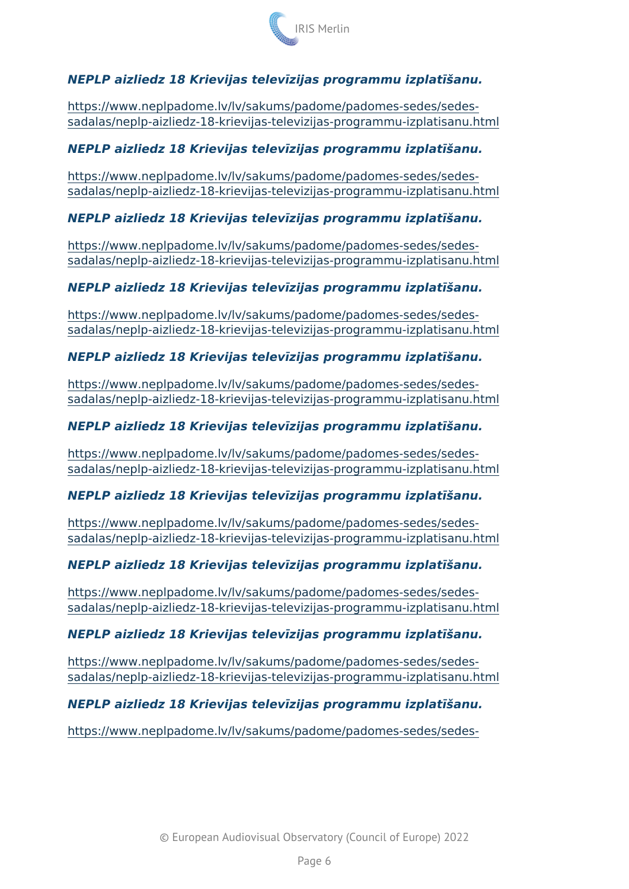***NEPLP aizliedz 18 Krievijas televīzijas programmu izplatīšanu.***

https://www.neplpadome.lv/lv/sakums/padome/padomes-sedes/sedes-sadalas/neplp-aizliedz-18-krievijas-televizijas-programmu-izplatisanu.html

***NEPLP aizliedz 18 Krievijas televīzijas programmu izplatīšanu.***

https://www.neplpadome.lv/lv/sakums/padome/padomes-sedes/sedes-sadalas/neplp-aizliedz-18-krievijas-televizijas-programmu-izplatisanu.html

***NEPLP aizliedz 18 Krievijas televīzijas programmu izplatīšanu.***

https://www.neplpadome.lv/lv/sakums/padome/padomes-sedes/sedes-sadalas/neplp-aizliedz-18-krievijas-televizijas-programmu-izplatisanu.html

***NEPLP aizliedz 18 Krievijas televīzijas programmu izplatīšanu.***

https://www.neplpadome.lv/lv/sakums/padome/padomes-sedes/sedes-sadalas/neplp-aizliedz-18-krievijas-televizijas-programmu-izplatisanu.html

***NEPLP aizliedz 18 Krievijas televīzijas programmu izplatīšanu.***

https://www.neplpadome.lv/lv/sakums/padome/padomes-sedes/sedes-sadalas/neplp-aizliedz-18-krievijas-televizijas-programmu-izplatisanu.html

***NEPLP aizliedz 18 Krievijas televīzijas programmu izplatīšanu.***

https://www.neplpadome.lv/lv/sakums/padome/padomes-sedes/sedes-sadalas/neplp-aizliedz-18-krievijas-televizijas-programmu-izplatisanu.html

***NEPLP aizliedz 18 Krievijas televīzijas programmu izplatīšanu.***

https://www.neplpadome.lv/lv/sakums/padome/padomes-sedes/sedes-sadalas/neplp-aizliedz-18-krievijas-televizijas-programmu-izplatisanu.html

***NEPLP aizliedz 18 Krievijas televīzijas programmu izplatīšanu.***

https://www.neplpadome.lv/lv/sakums/padome/padomes-sedes/sedes-sadalas/neplp-aizliedz-18-krievijas-televizijas-programmu-izplatisanu.html

***NEPLP aizliedz 18 Krievijas televīzijas programmu izplatīšanu.***

https://www.neplpadome.lv/lv/sakums/padome/padomes-sedes/sedes-sadalas/neplp-aizliedz-18-krievijas-televizijas-programmu-izplatisanu.html

***NEPLP aizliedz 18 Krievijas televīzijas programmu izplatīšanu.***

https://www.neplpadome.lv/lv/sakums/padome/padomes-sedes/sedes-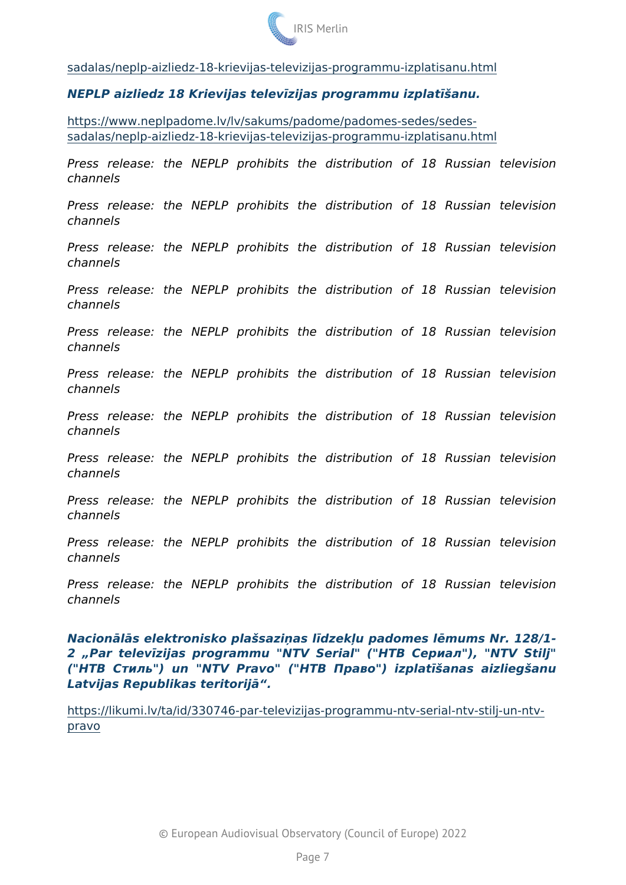[sadalas/neplp-aizliedz-18-krievijas-televizijas-programmu-izplatisanu.html](https://www.neplpadome.lv/lv/sakums/padome/padomes-sedes/sedes-sadalas/neplp-aizliedz-18-krievijas-televizijas-programmu-izplatisanu.html)

***NEPLP aizliedz 18 Krievijas televīzijas programmu izplatīšanu.***

[https://www.neplpadome.lv/lv/sakums/padome/padomes-sedes/sedes-sadalas/neplp-aizliedz-18-krievijas-televizijas-programmu-izplatisanu.html](https://www.neplpadome.lv/lv/sakums/padome/padomes-sedes/sedes-sadalas/neplp-aizliedz-18-krievijas-televizijas-programmu-izplatisanu.html)

*Press release: the NEPLP prohibits the distribution of 18 Russian television channels*

*Press release: the NEPLP prohibits the distribution of 18 Russian television channels*

*Press release: the NEPLP prohibits the distribution of 18 Russian television channels*

*Press release: the NEPLP prohibits the distribution of 18 Russian television channels*

*Press release: the NEPLP prohibits the distribution of 18 Russian television channels*

*Press release: the NEPLP prohibits the distribution of 18 Russian television channels*

*Press release: the NEPLP prohibits the distribution of 18 Russian television channels*

*Press release: the NEPLP prohibits the distribution of 18 Russian television channels*

*Press release: the NEPLP prohibits the distribution of 18 Russian television channels*

*Press release: the NEPLP prohibits the distribution of 18 Russian television channels*

*Press release: the NEPLP prohibits the distribution of 18 Russian television channels*

***Nacionālās elektronisko plašsaziņas līdzekļu padomes lēmums Nr. 128/1-2 „Par televīzijas programmu "NTV Serial" ("НТВ Сериал"), "NTV Stilj" ("НТВ Стиль") un "NTV Pravo" ("НТВ Право") izplatīšanas aizliegšanu Latvijas Republikas teritorijā".***

[https://likumi.lv/ta/id/330746-par-televizijas-programmu-ntv-serial-ntv-stilj-un-ntv-pravo](https://likumi.lv/ta/id/330746-par-televizijas-programmu-ntv-serial-ntv-stilj-un-ntv-pravo)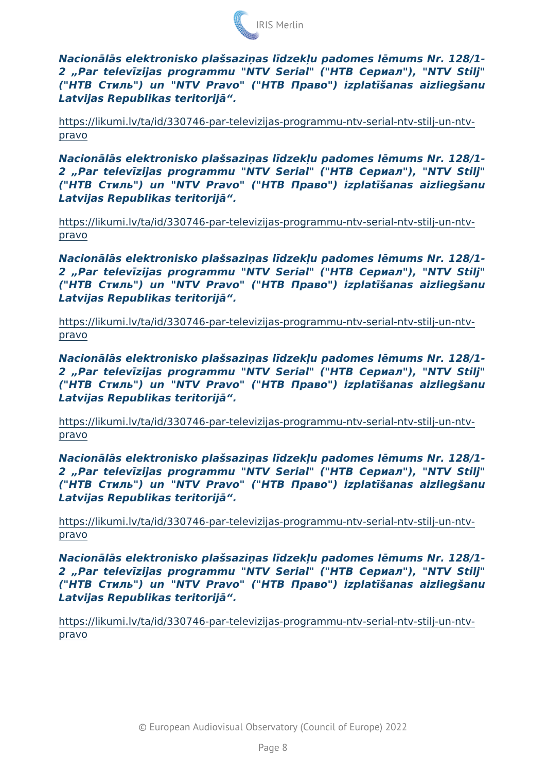***Nacionālās elektronisko plašsaziņas līdzekļu padomes lēmums Nr. 128/1-2 „Par televīzijas programmu "NTV Serial" ("НТВ Сериал"), "NTV Stilj" ("НТВ Стиль") un "NTV Pravo" ("НТВ Право") izplatīšanas aizliegšanu Latvijas Republikas teritorijā".***

https://likumi.lv/ta/id/330746-par-televizijas-programmu-ntv-serial-ntv-stilj-un-ntv-pravo

***Nacionālās elektronisko plašsaziņas līdzekļu padomes lēmums Nr. 128/1-2 „Par televīzijas programmu "NTV Serial" ("НТВ Сериал"), "NTV Stilj" ("НТВ Стиль") un "NTV Pravo" ("НТВ Право") izplatīšanas aizliegšanu Latvijas Republikas teritorijā".***

https://likumi.lv/ta/id/330746-par-televizijas-programmu-ntv-serial-ntv-stilj-un-ntv-pravo

***Nacionālās elektronisko plašsaziņas līdzekļu padomes lēmums Nr. 128/1-2 „Par televīzijas programmu "NTV Serial" ("НТВ Сериал"), "NTV Stilj" ("НТВ Стиль") un "NTV Pravo" ("НТВ Право") izplatīšanas aizliegšanu Latvijas Republikas teritorijā".***

https://likumi.lv/ta/id/330746-par-televizijas-programmu-ntv-serial-ntv-stilj-un-ntv-pravo

***Nacionālās elektronisko plašsaziņas līdzekļu padomes lēmums Nr. 128/1-2 „Par televīzijas programmu "NTV Serial" ("НТВ Сериал"), "NTV Stilj" ("НТВ Стиль") un "NTV Pravo" ("НТВ Право") izplatīšanas aizliegšanu Latvijas Republikas teritorijā".***

https://likumi.lv/ta/id/330746-par-televizijas-programmu-ntv-serial-ntv-stilj-un-ntv-pravo

***Nacionālās elektronisko plašsaziņas līdzekļu padomes lēmums Nr. 128/1-2 „Par televīzijas programmu "NTV Serial" ("НТВ Сериал"), "NTV Stilj" ("НТВ Стиль") un "NTV Pravo" ("НТВ Право") izplatīšanas aizliegšanu Latvijas Republikas teritorijā".***

https://likumi.lv/ta/id/330746-par-televizijas-programmu-ntv-serial-ntv-stilj-un-ntv-pravo

***Nacionālās elektronisko plašsaziņas līdzekļu padomes lēmums Nr. 128/1-2 „Par televīzijas programmu "NTV Serial" ("НТВ Сериал"), "NTV Stilj" ("НТВ Стиль") un "NTV Pravo" ("НТВ Право") izplatīšanas aizliegšanu Latvijas Republikas teritorijā".***

https://likumi.lv/ta/id/330746-par-televizijas-programmu-ntv-serial-ntv-stilj-un-ntv-pravo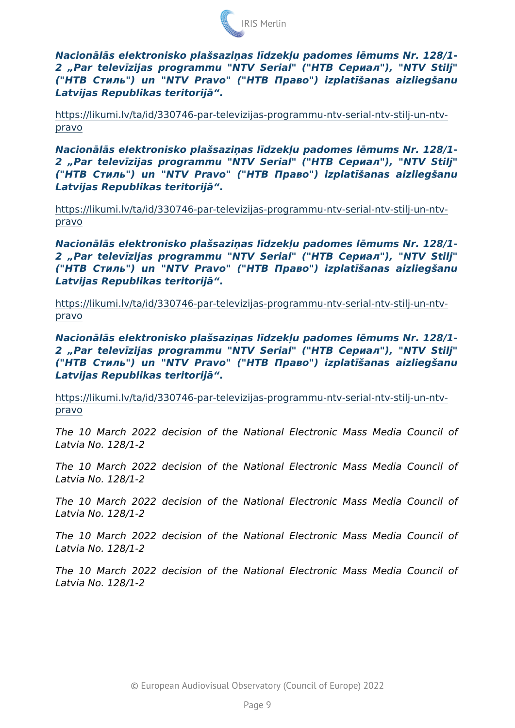***Nacionālās elektronisko plašsaziņas līdzekļu padomes lēmums Nr. 128/1-2 „Par televīzijas programmu "NTV Serial" ("НТВ Сериал"), "NTV Stilj" ("НТВ Стиль") un "NTV Pravo" ("НТВ Право") izplatīšanas aizliegšanu Latvijas Republikas teritorijā“.***

https://likumi.lv/ta/id/330746-par-televizijas-programmu-ntv-serial-ntv-stilj-un-ntv-pravo

***Nacionālās elektronisko plašsaziņas līdzekļu padomes lēmums Nr. 128/1-2 „Par televīzijas programmu "NTV Serial" ("НТВ Сериал"), "NTV Stilj" ("НТВ Стиль") un "NTV Pravo" ("НТВ Право") izplatīšanas aizliegšanu Latvijas Republikas teritorijā“.***

https://likumi.lv/ta/id/330746-par-televizijas-programmu-ntv-serial-ntv-stilj-un-ntv-pravo

***Nacionālās elektronisko plašsaziņas līdzekļu padomes lēmums Nr. 128/1-2 „Par televīzijas programmu "NTV Serial" ("НТВ Сериал"), "NTV Stilj" ("НТВ Стиль") un "NTV Pravo" ("НТВ Право") izplatīšanas aizliegšanu Latvijas Republikas teritorijā“.***

https://likumi.lv/ta/id/330746-par-televizijas-programmu-ntv-serial-ntv-stilj-un-ntv-pravo

***Nacionālās elektronisko plašsaziņas līdzekļu padomes lēmums Nr. 128/1-2 „Par televīzijas programmu "NTV Serial" ("НТВ Сериал"), "NTV Stilj" ("НТВ Стиль") un "NTV Pravo" ("НТВ Право") izplatīšanas aizliegšanu Latvijas Republikas teritorijā“.***

https://likumi.lv/ta/id/330746-par-televizijas-programmu-ntv-serial-ntv-stilj-un-ntv-pravo

*The 10 March 2022 decision of the National Electronic Mass Media Council of Latvia No. 128/1-2*

*The 10 March 2022 decision of the National Electronic Mass Media Council of Latvia No. 128/1-2*

*The 10 March 2022 decision of the National Electronic Mass Media Council of Latvia No. 128/1-2*

*The 10 March 2022 decision of the National Electronic Mass Media Council of Latvia No. 128/1-2*

*The 10 March 2022 decision of the National Electronic Mass Media Council of Latvia No. 128/1-2*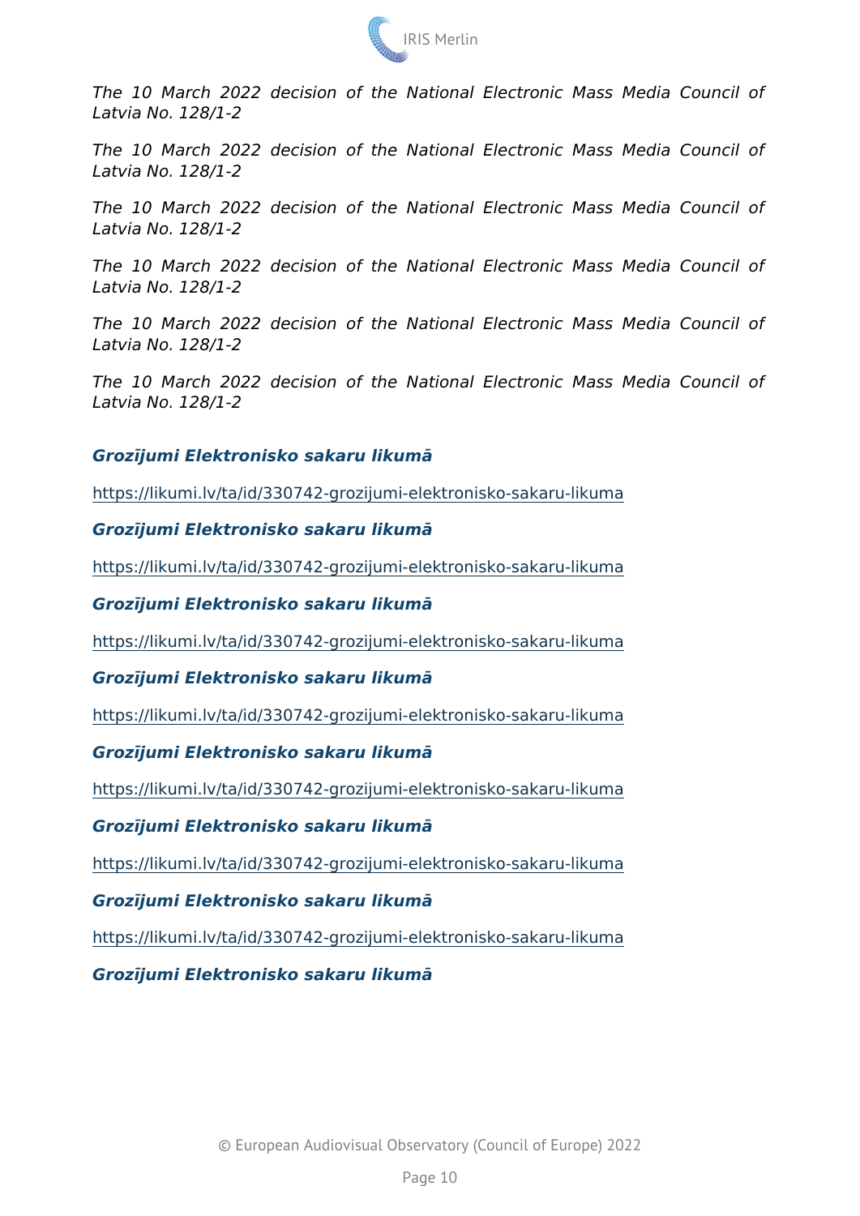*The 10 March 2022 decision of the National Electronic Mass Media Council of Latvia No. 128/1-2*

*The 10 March 2022 decision of the National Electronic Mass Media Council of Latvia No. 128/1-2*

*The 10 March 2022 decision of the National Electronic Mass Media Council of Latvia No. 128/1-2*

*The 10 March 2022 decision of the National Electronic Mass Media Council of Latvia No. 128/1-2*

*The 10 March 2022 decision of the National Electronic Mass Media Council of Latvia No. 128/1-2*

*The 10 March 2022 decision of the National Electronic Mass Media Council of Latvia No. 128/1-2*

***Grozījumi Elektronisko sakaru likumā***

https://likumi.lv/ta/id/330742-grozijumi-elektronisko-sakaru-likuma

***Grozījumi Elektronisko sakaru likumā***

https://likumi.lv/ta/id/330742-grozijumi-elektronisko-sakaru-likuma

***Grozījumi Elektronisko sakaru likumā***

https://likumi.lv/ta/id/330742-grozijumi-elektronisko-sakaru-likuma

***Grozījumi Elektronisko sakaru likumā***

https://likumi.lv/ta/id/330742-grozijumi-elektronisko-sakaru-likuma

***Grozījumi Elektronisko sakaru likumā***

https://likumi.lv/ta/id/330742-grozijumi-elektronisko-sakaru-likuma

***Grozījumi Elektronisko sakaru likumā***

https://likumi.lv/ta/id/330742-grozijumi-elektronisko-sakaru-likuma

***Grozījumi Elektronisko sakaru likumā***

https://likumi.lv/ta/id/330742-grozijumi-elektronisko-sakaru-likuma

***Grozījumi Elektronisko sakaru likumā***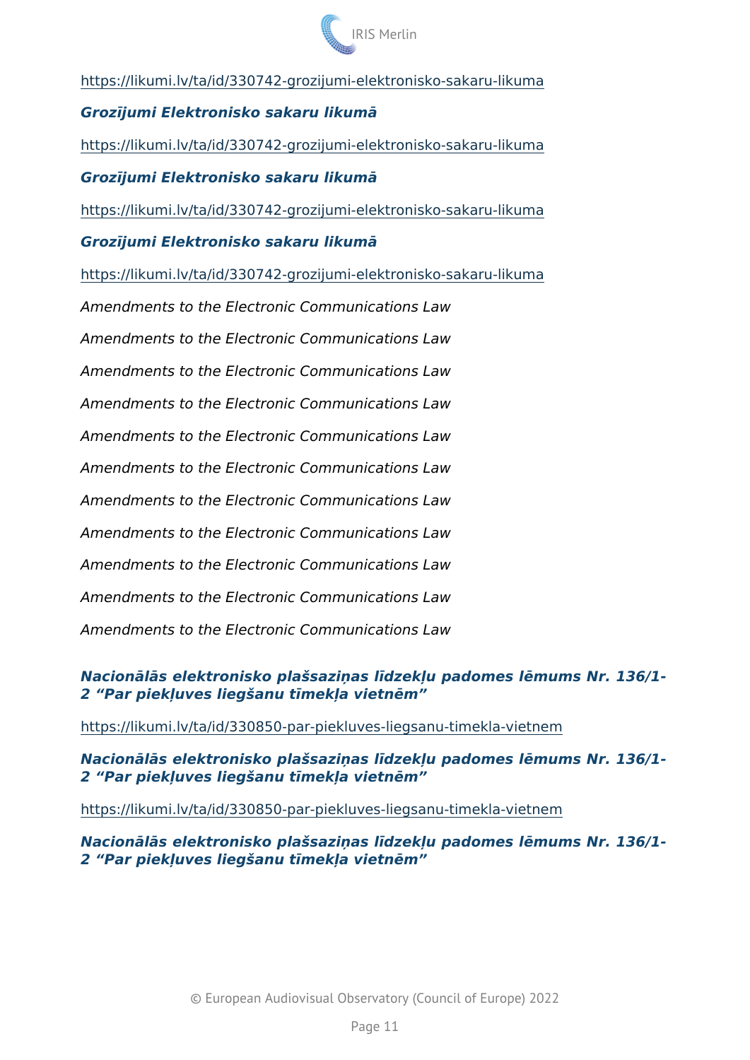https://likumi.lv/ta/id/330742-grozijumi-elektronisko-sakaru-likuma

***Grozījumi Elektronisko sakaru likumā***

https://likumi.lv/ta/id/330742-grozijumi-elektronisko-sakaru-likuma

***Grozījumi Elektronisko sakaru likumā***

https://likumi.lv/ta/id/330742-grozijumi-elektronisko-sakaru-likuma

***Grozījumi Elektronisko sakaru likumā***

https://likumi.lv/ta/id/330742-grozijumi-elektronisko-sakaru-likuma

*Amendments to the Electronic Communications Law*

*Amendments to the Electronic Communications Law*

*Amendments to the Electronic Communications Law*

*Amendments to the Electronic Communications Law*

*Amendments to the Electronic Communications Law*

*Amendments to the Electronic Communications Law*

*Amendments to the Electronic Communications Law*

*Amendments to the Electronic Communications Law*

*Amendments to the Electronic Communications Law*

*Amendments to the Electronic Communications Law*

*Amendments to the Electronic Communications Law*

***Nacionālās elektronisko plašsaziņas līdzekļu padomes lēmums Nr. 136/1-2 "Par piekļuves liegšanu tīmekļa vietnēm"***

https://likumi.lv/ta/id/330850-par-piekluves-liegsanu-timekla-vietnem

***Nacionālās elektronisko plašsaziņas līdzekļu padomes lēmums Nr. 136/1-2 "Par piekļuves liegšanu tīmekļa vietnēm"***

https://likumi.lv/ta/id/330850-par-piekluves-liegsanu-timekla-vietnem

***Nacionālās elektronisko plašsaziņas līdzekļu padomes lēmums Nr. 136/1-2 "Par piekļuves liegšanu tīmekļa vietnēm"***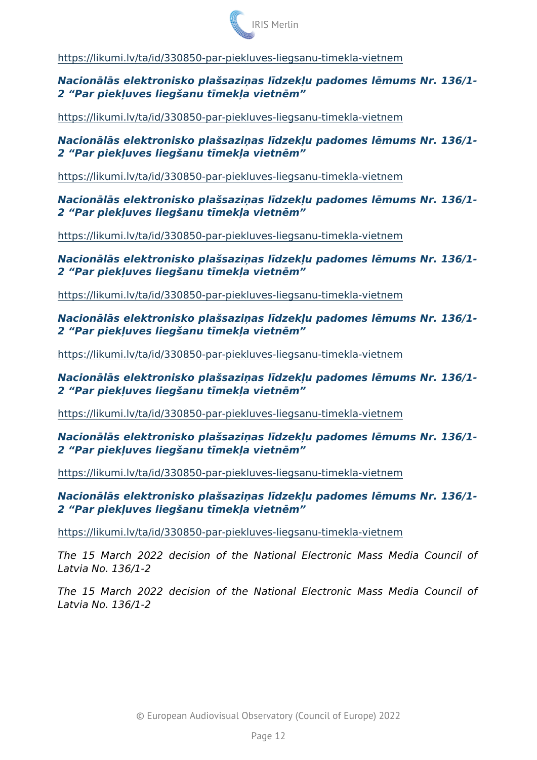https://likumi.lv/ta/id/330850-par-piekluves-liegsanu-timekla-vietnem

***Nacionālās elektronisko plašsaziņas līdzekļu padomes lēmums Nr. 136/1-2 "Par piekļuves liegšanu tīmekļa vietnēm"***

https://likumi.lv/ta/id/330850-par-piekluves-liegsanu-timekla-vietnem

***Nacionālās elektronisko plašsaziņas līdzekļu padomes lēmums Nr. 136/1-2 "Par piekļuves liegšanu tīmekļa vietnēm"***

https://likumi.lv/ta/id/330850-par-piekluves-liegsanu-timekla-vietnem

***Nacionālās elektronisko plašsaziņas līdzekļu padomes lēmums Nr. 136/1-2 "Par piekļuves liegšanu tīmekļa vietnēm"***

https://likumi.lv/ta/id/330850-par-piekluves-liegsanu-timekla-vietnem

***Nacionālās elektronisko plašsaziņas līdzekļu padomes lēmums Nr. 136/1-2 "Par piekļuves liegšanu tīmekļa vietnēm"***

https://likumi.lv/ta/id/330850-par-piekluves-liegsanu-timekla-vietnem

***Nacionālās elektronisko plašsaziņas līdzekļu padomes lēmums Nr. 136/1-2 "Par piekļuves liegšanu tīmekļa vietnēm"***

https://likumi.lv/ta/id/330850-par-piekluves-liegsanu-timekla-vietnem

***Nacionālās elektronisko plašsaziņas līdzekļu padomes lēmums Nr. 136/1-2 "Par piekļuves liegšanu tīmekļa vietnēm"***

https://likumi.lv/ta/id/330850-par-piekluves-liegsanu-timekla-vietnem

***Nacionālās elektronisko plašsaziņas līdzekļu padomes lēmums Nr. 136/1-2 "Par piekļuves liegšanu tīmekļa vietnēm"***

https://likumi.lv/ta/id/330850-par-piekluves-liegsanu-timekla-vietnem

***Nacionālās elektronisko plašsaziņas līdzekļu padomes lēmums Nr. 136/1-2 "Par piekļuves liegšanu tīmekļa vietnēm"***

https://likumi.lv/ta/id/330850-par-piekluves-liegsanu-timekla-vietnem

*The 15 March 2022 decision of the National Electronic Mass Media Council of Latvia No. 136/1-2*

*The 15 March 2022 decision of the National Electronic Mass Media Council of Latvia No. 136/1-2*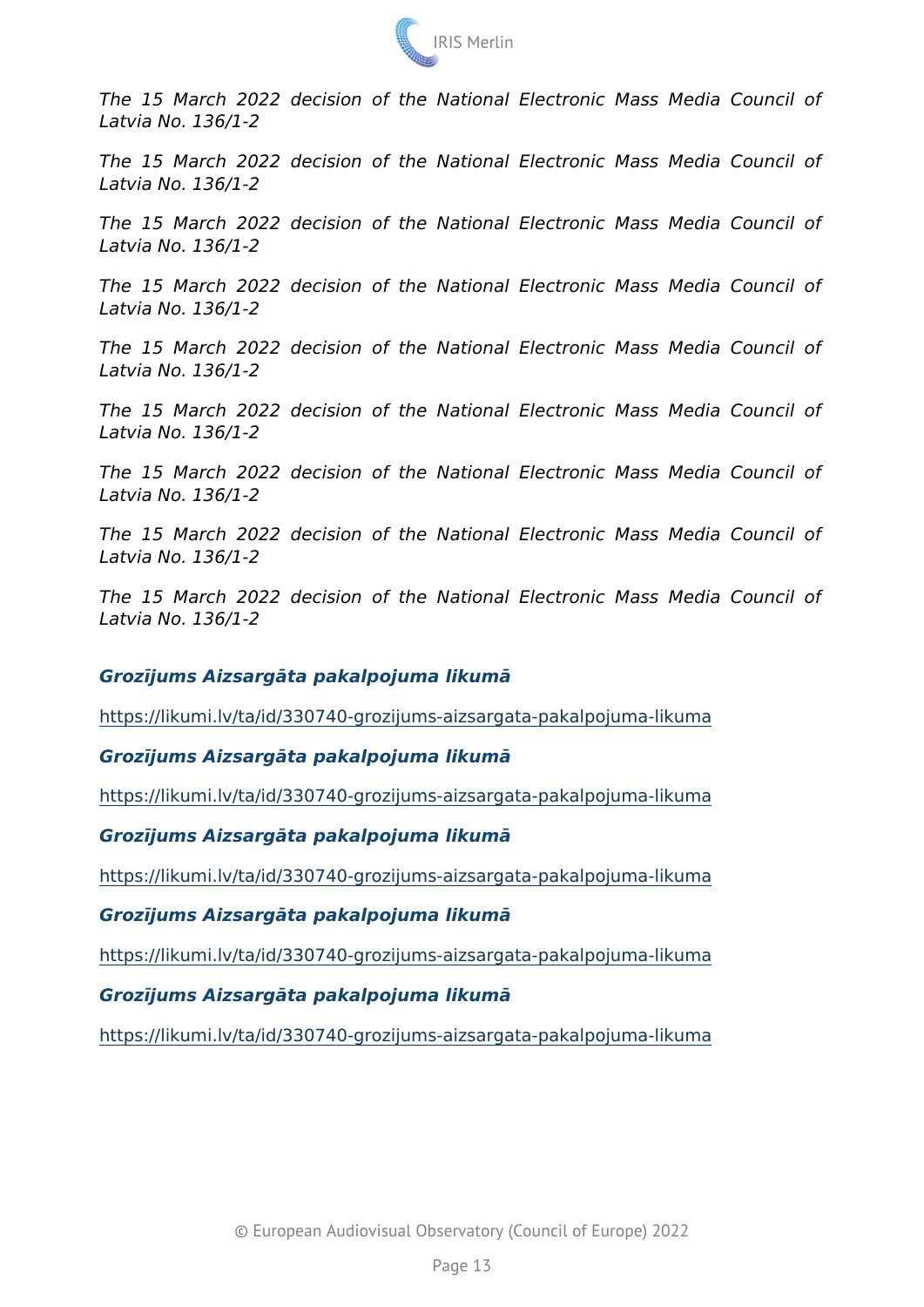*The 15 March 2022 decision of the National Electronic Mass Media Council of Latvia No. 136/1-2*

*The 15 March 2022 decision of the National Electronic Mass Media Council of Latvia No. 136/1-2*

*The 15 March 2022 decision of the National Electronic Mass Media Council of Latvia No. 136/1-2*

*The 15 March 2022 decision of the National Electronic Mass Media Council of Latvia No. 136/1-2*

*The 15 March 2022 decision of the National Electronic Mass Media Council of Latvia No. 136/1-2*

*The 15 March 2022 decision of the National Electronic Mass Media Council of Latvia No. 136/1-2*

*The 15 March 2022 decision of the National Electronic Mass Media Council of Latvia No. 136/1-2*

*The 15 March 2022 decision of the National Electronic Mass Media Council of Latvia No. 136/1-2*

*The 15 March 2022 decision of the National Electronic Mass Media Council of Latvia No. 136/1-2*

***Grozījums Aizsargāta pakalpojuma likumā***

https://likumi.lv/ta/id/330740-grozijums-aizsargata-pakalpojuma-likuma

***Grozījums Aizsargāta pakalpojuma likumā***

https://likumi.lv/ta/id/330740-grozijums-aizsargata-pakalpojuma-likuma

***Grozījums Aizsargāta pakalpojuma likumā***

https://likumi.lv/ta/id/330740-grozijums-aizsargata-pakalpojuma-likuma

***Grozījums Aizsargāta pakalpojuma likumā***

https://likumi.lv/ta/id/330740-grozijums-aizsargata-pakalpojuma-likuma

***Grozījums Aizsargāta pakalpojuma likumā***

https://likumi.lv/ta/id/330740-grozijums-aizsargata-pakalpojuma-likuma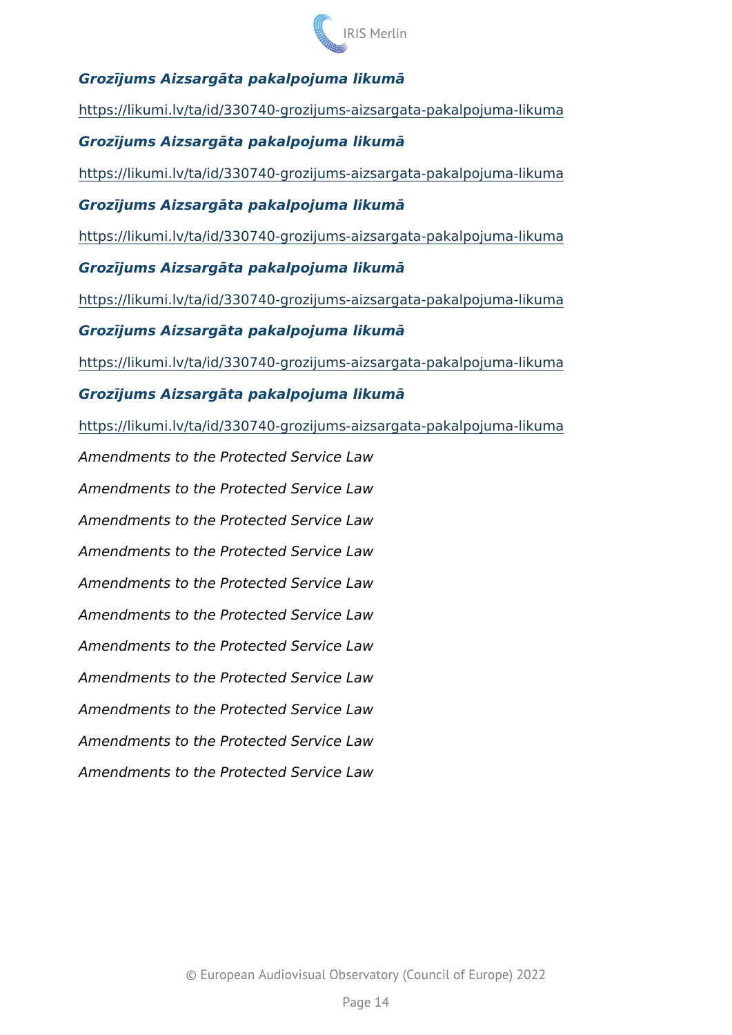***Grozījums Aizsargāta pakalpojuma likumā***

https://likumi.lv/ta/id/330740-grozijums-aizsargata-pakalpojuma-likuma

***Grozījums Aizsargāta pakalpojuma likumā***

https://likumi.lv/ta/id/330740-grozijums-aizsargata-pakalpojuma-likuma

***Grozījums Aizsargāta pakalpojuma likumā***

https://likumi.lv/ta/id/330740-grozijums-aizsargata-pakalpojuma-likuma

***Grozījums Aizsargāta pakalpojuma likumā***

https://likumi.lv/ta/id/330740-grozijums-aizsargata-pakalpojuma-likuma

***Grozījums Aizsargāta pakalpojuma likumā***

https://likumi.lv/ta/id/330740-grozijums-aizsargata-pakalpojuma-likuma

***Grozījums Aizsargāta pakalpojuma likumā***

https://likumi.lv/ta/id/330740-grozijums-aizsargata-pakalpojuma-likuma

*Amendments to the Protected Service Law*

*Amendments to the Protected Service Law*

*Amendments to the Protected Service Law*

*Amendments to the Protected Service Law*

*Amendments to the Protected Service Law*

*Amendments to the Protected Service Law*

*Amendments to the Protected Service Law*

*Amendments to the Protected Service Law*

*Amendments to the Protected Service Law*

*Amendments to the Protected Service Law*

*Amendments to the Protected Service Law*